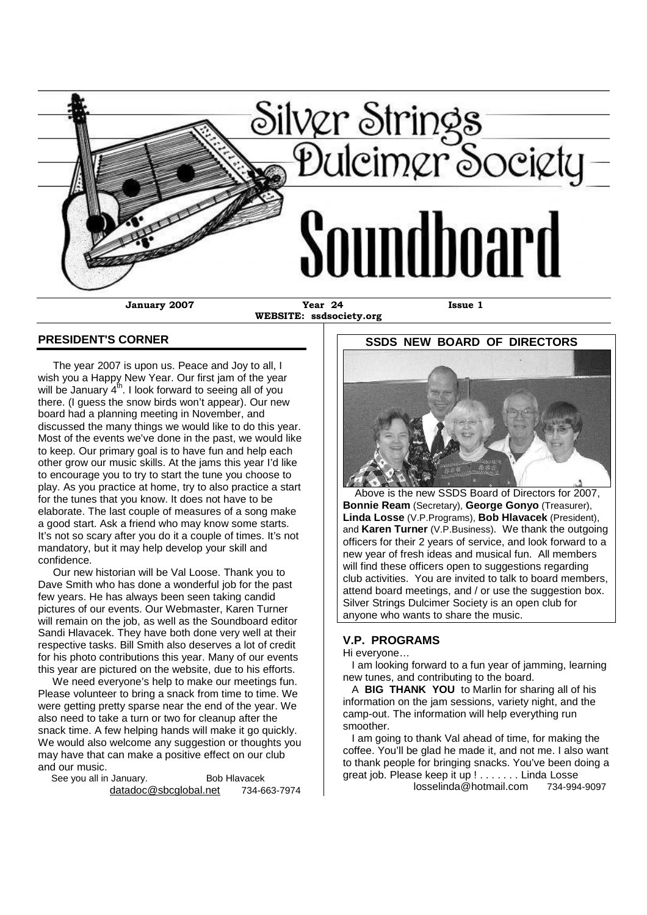# Silver Strings Dulcimer Society

# Soundboard

**January 2007** **Year 24** **Issue 1**

**WEBSITE: ssdsociety.org**

## PRESIDENT'S CORNER

The year 2007 is upon us. Peace and Joy to all, I wish you a Happy New Year. Our first jam of the year will be January 4th. I look forward to seeing all of you there. (I guess the snow birds won't appear). Our new board had a planning meeting in November, and discussed the many things we would like to do this year. Most of the events we've done in the past, we would like to keep. Our primary goal is to have fun and help each other grow our music skills. At the jams this year I'd like to encourage you to try to start the tune you choose to play. As you practice at home, try to also practice a start for the tunes that you know. It does not have to be elaborate. The last couple of measures of a song make a good start. Ask a friend who may know some starts. It's not so scary after you do it a couple of times. It's not mandatory, but it may help develop your skill and confidence.

Our new historian will be Val Loose. Thank you to Dave Smith who has done a wonderful job for the past few years. He has always been seen taking candid pictures of our events. Our Webmaster, Karen Turner will remain on the job, as well as the Soundboard editor Sandi Hlavacek. They have both done very well at their respective tasks. Bill Smith also deserves a lot of credit for his photo contributions this year. Many of our events this year are pictured on the website, due to his efforts.

We need everyone's help to make our meetings fun. Please volunteer to bring a snack from time to time. We were getting pretty sparse near the end of the year. We also need to take a turn or two for cleanup after the snack time. A few helping hands will make it go quickly. We would also welcome any suggestion or thoughts you may have that can make a positive effect on our club and our music.

See you all in January. Bob Hlavacek
datadoc@sbcglobal.net 734-663-7974

## SSDS NEW BOARD OF DIRECTORS

Above is the new SSDS Board of Directors for 2007, **Bonnie Ream** (Secretary), **George Gonyo** (Treasurer), **Linda Losse** (V.P.Programs), **Bob Hlavacek** (President), and **Karen Turner** (V.P.Business). We thank the outgoing officers for their 2 years of service, and look forward to a new year of fresh ideas and musical fun. All members will find these officers open to suggestions regarding club activities. You are invited to talk to board members, attend board meetings, and / or use the suggestion box. Silver Strings Dulcimer Society is an open club for anyone who wants to share the music.

## V.P. PROGRAMS

Hi everyone…

I am looking forward to a fun year of jamming, learning new tunes, and contributing to the board.

A **BIG THANK YOU** to Marlin for sharing all of his information on the jam sessions, variety night, and the camp-out. The information will help everything run smoother.

I am going to thank Val ahead of time, for making the coffee. You'll be glad he made it, and not me. I also want to thank people for bringing snacks. You've been doing a great job. Please keep it up ! . . . . . . . Linda Losse
losselinda@hotmail.com 734-994-9097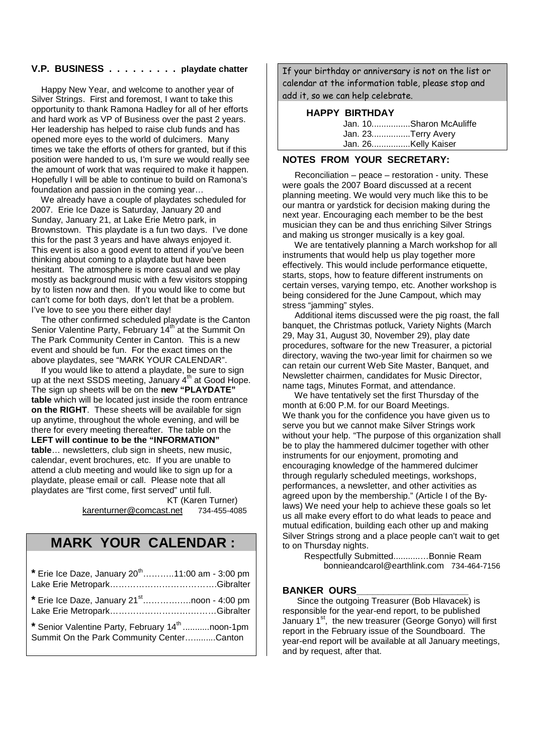### V.P. BUSINESS . . . . . . . . . playdate chatter

Happy New Year, and welcome to another year of Silver Strings. First and foremost, I want to take this opportunity to thank Ramona Hadley for all of her efforts and hard work as VP of Business over the past 2 years. Her leadership has helped to raise club funds and has opened more eyes to the world of dulcimers. Many times we take the efforts of others for granted, but if this position were handed to us, I'm sure we would really see the amount of work that was required to make it happen. Hopefully I will be able to continue to build on Ramona's foundation and passion in the coming year…

We already have a couple of playdates scheduled for 2007. Erie Ice Daze is Saturday, January 20 and Sunday, January 21, at Lake Erie Metro park, in Brownstown. This playdate is a fun two days. I've done this for the past 3 years and have always enjoyed it. This event is also a good event to attend if you've been thinking about coming to a playdate but have been hesitant. The atmosphere is more casual and we play mostly as background music with a few visitors stopping by to listen now and then. If you would like to come but can't come for both days, don't let that be a problem. I've love to see you there either day!

The other confirmed scheduled playdate is the Canton Senior Valentine Party, February 14th at the Summit On The Park Community Center in Canton. This is a new event and should be fun. For the exact times on the above playdates, see "MARK YOUR CALENDAR".

If you would like to attend a playdate, be sure to sign up at the next SSDS meeting, January 4th at Good Hope. The sign up sheets will be on the **new "PLAYDATE" table** which will be located just inside the room entrance **on the RIGHT**. These sheets will be available for sign up anytime, throughout the whole evening, and will be there for every meeting thereafter. The table on the **LEFT will continue to be the "INFORMATION" table**… newsletters, club sign in sheets, new music, calendar, event brochures, etc. If you are unable to attend a club meeting and would like to sign up for a playdate, please email or call. Please note that all playdates are "first come, first served" until full.

KT (Karen Turner)
karenturner@comcast.net 734-455-4085

## MARK YOUR CALENDAR :

* Erie Ice Daze, January 20th………..11:00 am - 3:00 pm
Lake Erie Metropark……………………………….Gibralter

* Erie Ice Daze, January 21st……………..noon - 4:00 pm
Lake Erie Metropark……………………………….Gibralter

* Senior Valentine Party, February 14th ...........noon-1pm
Summit On the Park Community Center…........Canton

If your birthday or anniversary is not on the list or calendar at the information table, please stop and add it, so we can help celebrate.

### HAPPY BIRTHDAY

Jan. 10................Sharon McAuliffe
Jan. 23................Terry Avery
Jan. 26................Kelly Kaiser

### NOTES FROM YOUR SECRETARY:

Reconciliation – peace – restoration - unity. These were goals the 2007 Board discussed at a recent planning meeting. We would very much like this to be our mantra or yardstick for decision making during the next year. Encouraging each member to be the best musician they can be and thus enriching Silver Strings and making us stronger musically is a key goal.

We are tentatively planning a March workshop for all instruments that would help us play together more effectively. This would include performance etiquette, starts, stops, how to feature different instruments on certain verses, varying tempo, etc. Another workshop is being considered for the June Campout, which may stress "jamming" styles.

Additional items discussed were the pig roast, the fall banquet, the Christmas potluck, Variety Nights (March 29, May 31, August 30, November 29), play date procedures, software for the new Treasurer, a pictorial directory, waving the two-year limit for chairmen so we can retain our current Web Site Master, Banquet, and Newsletter chairmen, candidates for Music Director, name tags, Minutes Format, and attendance.

We have tentatively set the first Thursday of the month at 6:00 P.M. for our Board Meetings.
We thank you for the confidence you have given us to serve you but we cannot make Silver Strings work without your help. "The purpose of this organization shall be to play the hammered dulcimer together with other instruments for our enjoyment, promoting and encouraging knowledge of the hammered dulcimer through regularly scheduled meetings, workshops, performances, a newsletter, and other activities as agreed upon by the membership." (Article I of the By-laws) We need your help to achieve these goals so let us all make every effort to do what leads to peace and mutual edification, building each other up and making Silver Strings strong and a place people can't wait to get to on Thursday nights.

Respectfully Submitted...........…Bonnie Ream
bonnieandcarol@earthlink.com 734-464-7156

### BANKER OURS

Since the outgoing Treasurer (Bob Hlavacek) is responsible for the year-end report, to be published January 1st, the new treasurer (George Gonyo) will first report in the February issue of the Soundboard. The year-end report will be available at all January meetings, and by request, after that.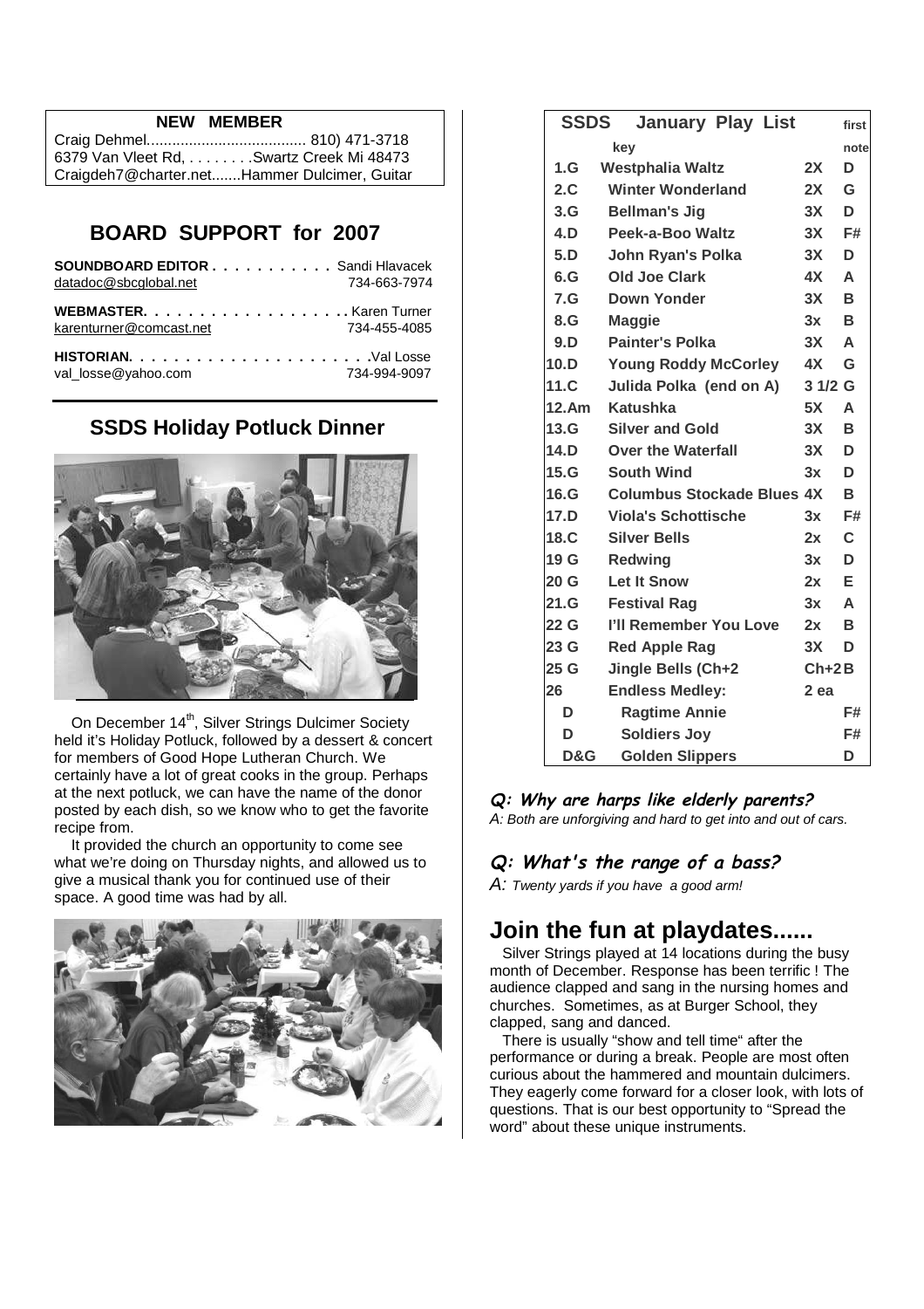## NEW MEMBER

Craig Dehmel...................................... 810) 471-3718
6379 Van Vleet Rd, . . . . . . . .Swartz Creek Mi 48473
Craigdeh7@charter.net.......Hammer Dulcimer, Guitar

## BOARD SUPPORT for 2007

**SOUNDBOARD EDITOR . . . . . . . . . . .** Sandi Hlavacek
datadoc@sbcglobal.net 734-663-7974

**WEBMASTER. . . . . . . . . . . . . . . . . . .** Karen Turner
karenturner@comcast.net 734-455-4085

**HISTORIAN. . . . . . . . . . . . . . . . . . . . . .** Val Losse
val_losse@yahoo.com 734-994-9097

## SSDS Holiday Potluck Dinner

On December 14th, Silver Strings Dulcimer Society held it's Holiday Potluck, followed by a dessert & concert for members of Good Hope Lutheran Church. We certainly have a lot of great cooks in the group. Perhaps at the next potluck, we can have the name of the donor posted by each dish, so we know who to get the favorite recipe from.

It provided the church an opportunity to come see what we're doing on Thursday nights, and allowed us to give a musical thank you for continued use of their space. A good time was had by all.

## SSDS January Play List

| key | | | first note |
|---|---|---|---|
| 1.G | Westphalia Waltz | 2X | D |
| 2.C | Winter Wonderland | 2X | G |
| 3.G | Bellman's Jig | 3X | D |
| 4.D | Peek-a-Boo Waltz | 3X | F# |
| 5.D | John Ryan's Polka | 3X | D |
| 6.G | Old Joe Clark | 4X | A |
| 7.G | Down Yonder | 3X | B |
| 8.G | Maggie | 3x | B |
| 9.D | Painter's Polka | 3X | A |
| 10.D | Young Roddy McCorley | 4X | G |
| 11.C | Julida Polka (end on A) | 3 1/2 | G |
| 12.Am | Katushka | 5X | A |
| 13.G | Silver and Gold | 3X | B |
| 14.D | Over the Waterfall | 3X | D |
| 15.G | South Wind | 3x | D |
| 16.G | Columbus Stockade Blues | 4X | B |
| 17.D | Viola's Schottische | 3x | F# |
| 18.C | Silver Bells | 2x | C |
| 19 G | Redwing | 3x | D |
| 20 G | Let It Snow | 2x | E |
| 21.G | Festival Rag | 3x | A |
| 22 G | I'll Remember You Love | 2x | B |
| 23 G | Red Apple Rag | 3X | D |
| 25 G | Jingle Bells (Ch+2 | Ch+2 | B |
| 26 | Endless Medley: | 2 ea | |
| D | Ragtime Annie | | F# |
| D | Soldiers Joy | | F# |
| D&G | Golden Slippers | | D |

***Q: Why are harps like elderly parents?***

*A: Both are unforgiving and hard to get into and out of cars.*

***Q: What's the range of a bass?***

*A: Twenty yards if you have a good arm!*

# Join the fun at playdates......

Silver Strings played at 14 locations during the busy month of December. Response has been terrific ! The audience clapped and sang in the nursing homes and churches. Sometimes, as at Burger School, they clapped, sang and danced.

There is usually "show and tell time" after the performance or during a break. People are most often curious about the hammered and mountain dulcimers. They eagerly come forward for a closer look, with lots of questions. That is our best opportunity to "Spread the word" about these unique instruments.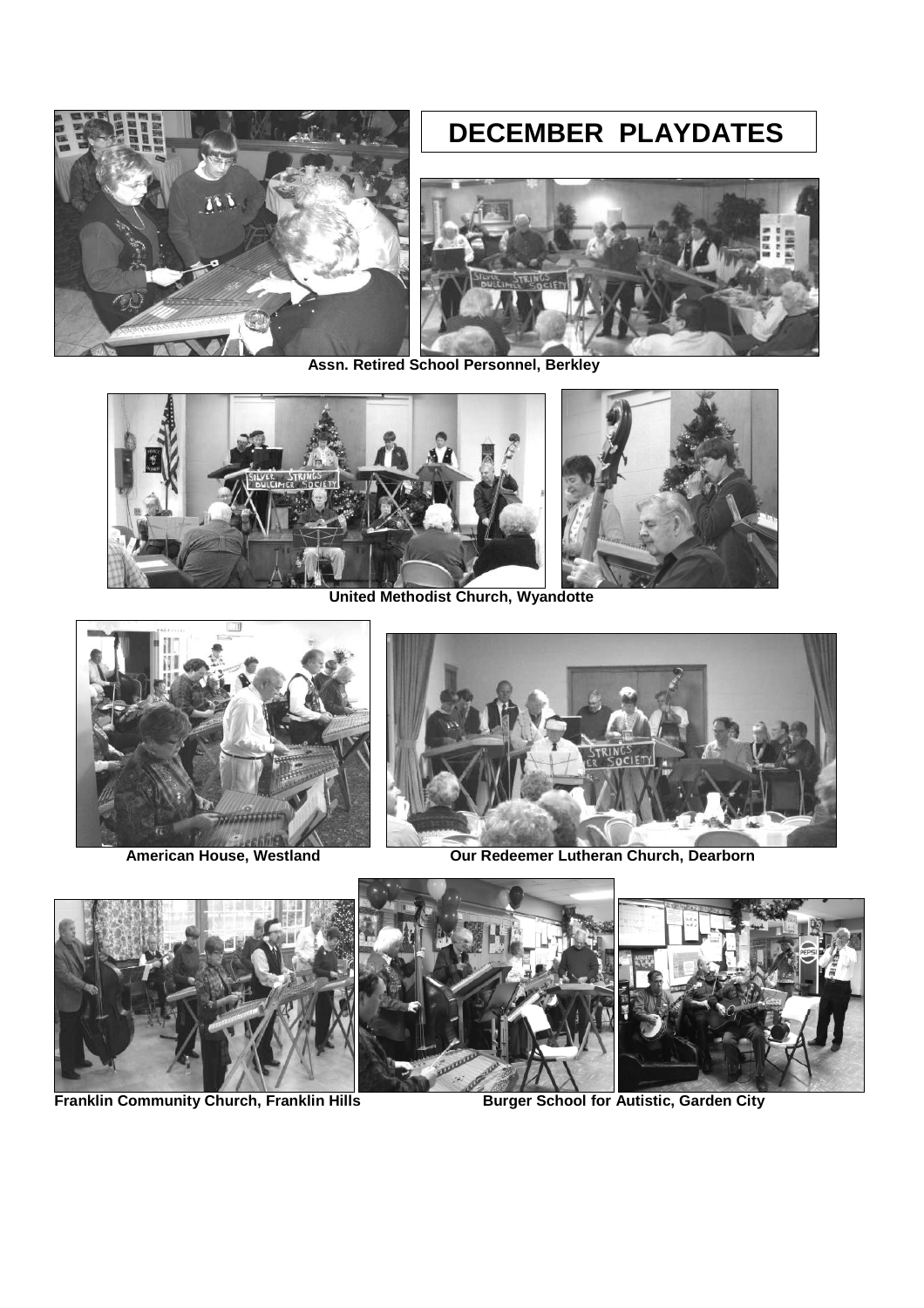# DECEMBER PLAYDATES

**Assn. Retired School Personnel, Berkley**

**United Methodist Church, Wyandotte**

**American House, Westland**

**Our Redeemer Lutheran Church, Dearborn**

**Franklin Community Church, Franklin Hills**

**Burger School for Autistic, Garden City**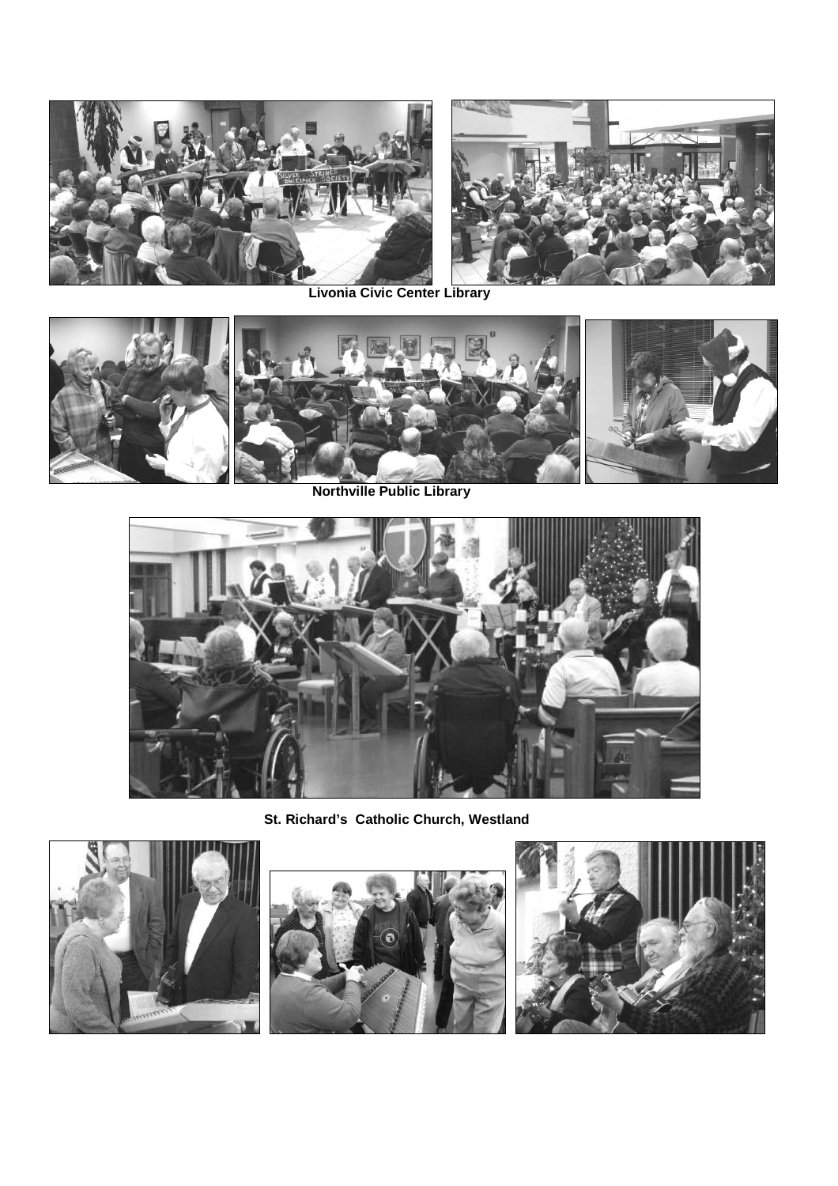Livonia Civic Center Library

Northville Public Library

St. Richard's Catholic Church, Westland